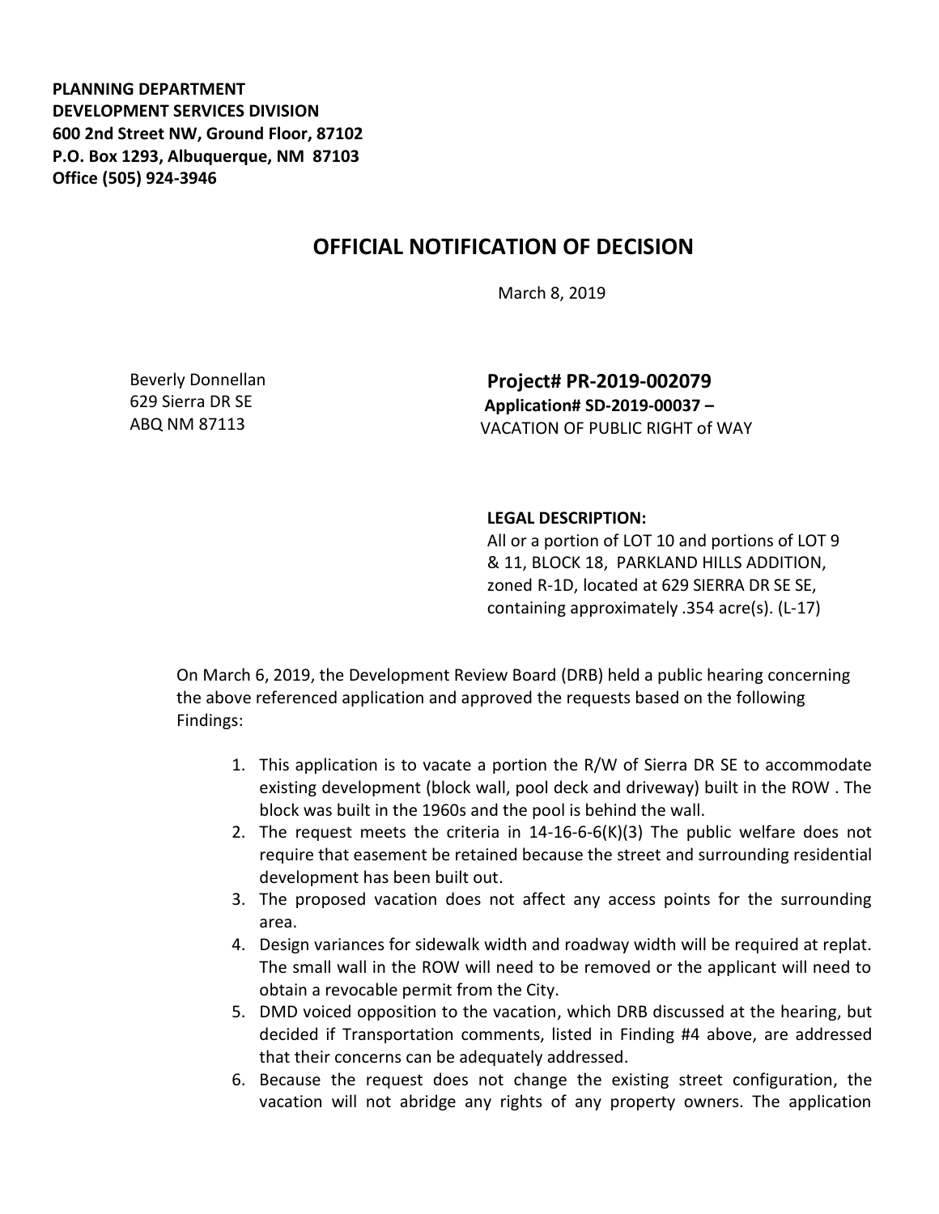**PLANNING DEPARTMENT**
**DEVELOPMENT SERVICES DIVISION**
**600 2nd Street NW, Ground Floor, 87102**
**P.O. Box 1293, Albuquerque, NM 87103**
**Office (505) 924-3946**

# OFFICIAL NOTIFICATION OF DECISION

March 8, 2019

Beverly Donnellan
629 Sierra DR SE
ABQ NM 87113

**Project# PR-2019-002079**
**Application# SD-2019-00037 –**
VACATION OF PUBLIC RIGHT of WAY

**LEGAL DESCRIPTION:**
All or a portion of LOT 10 and portions of LOT 9 & 11, BLOCK 18, PARKLAND HILLS ADDITION, zoned R-1D, located at 629 SIERRA DR SE SE, containing approximately .354 acre(s). (L-17)

On March 6, 2019, the Development Review Board (DRB) held a public hearing concerning the above referenced application and approved the requests based on the following Findings:

1. This application is to vacate a portion the R/W of Sierra DR SE to accommodate existing development (block wall, pool deck and driveway) built in the ROW . The block was built in the 1960s and the pool is behind the wall.
2. The request meets the criteria in 14-16-6-6(K)(3) The public welfare does not require that easement be retained because the street and surrounding residential development has been built out.
3. The proposed vacation does not affect any access points for the surrounding area.
4. Design variances for sidewalk width and roadway width will be required at replat. The small wall in the ROW will need to be removed or the applicant will need to obtain a revocable permit from the City.
5. DMD voiced opposition to the vacation, which DRB discussed at the hearing, but decided if Transportation comments, listed in Finding #4 above, are addressed that their concerns can be adequately addressed.
6. Because the request does not change the existing street configuration, the vacation will not abridge any rights of any property owners. The application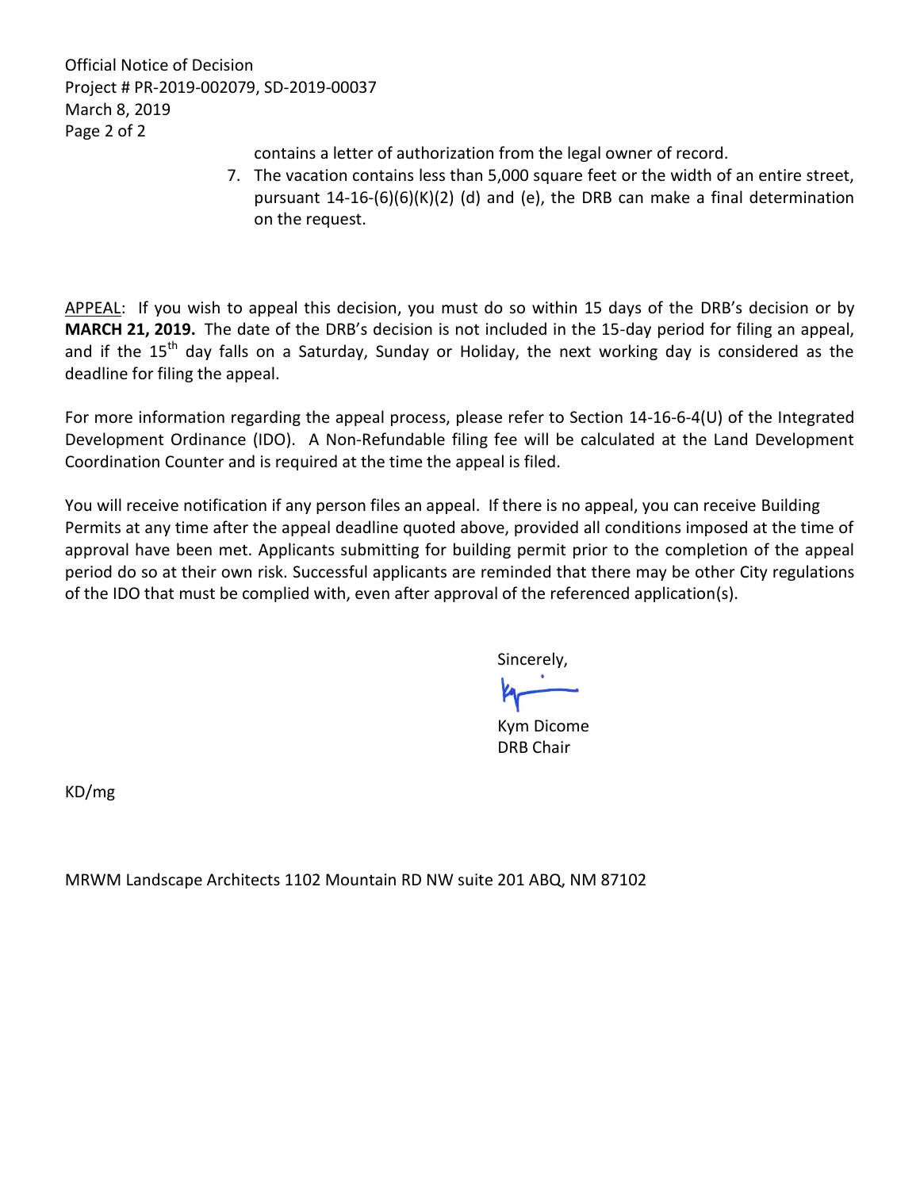contains a letter of authorization from the legal owner of record.

7. The vacation contains less than 5,000 square feet or the width of an entire street, pursuant 14-16-(6)(6)(K)(2) (d) and (e), the DRB can make a final determination on the request.

APPEAL: If you wish to appeal this decision, you must do so within 15 days of the DRB's decision or by **MARCH 21, 2019.** The date of the DRB's decision is not included in the 15-day period for filing an appeal, and if the 15th day falls on a Saturday, Sunday or Holiday, the next working day is considered as the deadline for filing the appeal.

For more information regarding the appeal process, please refer to Section 14-16-6-4(U) of the Integrated Development Ordinance (IDO). A Non-Refundable filing fee will be calculated at the Land Development Coordination Counter and is required at the time the appeal is filed.

You will receive notification if any person files an appeal. If there is no appeal, you can receive Building Permits at any time after the appeal deadline quoted above, provided all conditions imposed at the time of approval have been met. Applicants submitting for building permit prior to the completion of the appeal period do so at their own risk. Successful applicants are reminded that there may be other City regulations of the IDO that must be complied with, even after approval of the referenced application(s).

Sincerely,

Kym Dicome
DRB Chair

KD/mg

MRWM Landscape Architects 1102 Mountain RD NW suite 201 ABQ, NM 87102